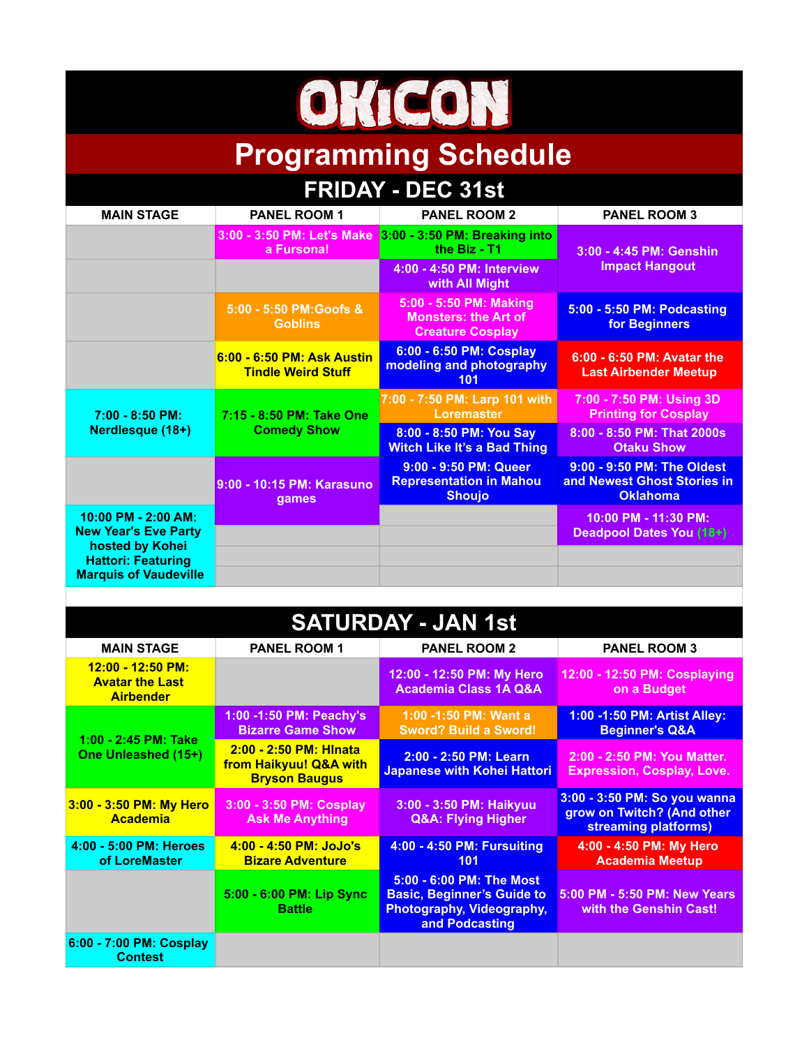# OKICON

## Programming Schedule

### FRIDAY - DEC 31st

| MAIN STAGE | PANEL ROOM 1 | PANEL ROOM 2 | PANEL ROOM 3 |
|---|---|---|---|
| | 3:00 - 3:50 PM: Let's Make a Fursona! | 3:00 - 3:50 PM: Breaking into the Biz - T1 | 3:00 - 4:45 PM: Genshin Impact Hangout |
| | | 4:00 - 4:50 PM: Interview with All Might | |
| | 5:00 - 5:50 PM:Goofs & Goblins | 5:00 - 5:50 PM: Making Monsters: the Art of Creature Cosplay | 5:00 - 5:50 PM: Podcasting for Beginners |
| | 6:00 - 6:50 PM: Ask Austin Tindle Weird Stuff | 6:00 - 6:50 PM: Cosplay modeling and photography 101 | 6:00 - 6:50 PM: Avatar the Last Airbender Meetup |
| 7:00 - 8:50 PM: Nerdlesque (18+) | 7:15 - 8:50 PM: Take One Comedy Show | 7:00 - 7:50 PM: Larp 101 with Loremaster | 7:00 - 7:50 PM: Using 3D Printing for Cosplay |
| | | 8:00 - 8:50 PM: You Say Witch Like It's a Bad Thing | 8:00 - 8:50 PM: That 2000s Otaku Show |
| | 9:00 - 10:15 PM: Karasuno games | 9:00 - 9:50 PM: Queer Representation in Mahou Shoujo | 9:00 - 9:50 PM: The Oldest and Newest Ghost Stories in Oklahoma |
| 10:00 PM - 2:00 AM: New Year's Eve Party hosted by Kohei Hattori: Featuring Marquis of Vaudeville | | | 10:00 PM - 11:30 PM: Deadpool Dates You (18+) |

### SATURDAY - JAN 1st

| MAIN STAGE | PANEL ROOM 1 | PANEL ROOM 2 | PANEL ROOM 3 |
|---|---|---|---|
| 12:00 - 12:50 PM: Avatar the Last Airbender | | 12:00 - 12:50 PM: My Hero Academia Class 1A Q&A | 12:00 - 12:50 PM: Cosplaying on a Budget |
| 1:00 - 2:45 PM: Take One Unleashed (15+) | 1:00 -1:50 PM: Peachy's Bizarre Game Show | 1:00 -1:50 PM: Want a Sword? Build a Sword! | 1:00 -1:50 PM: Artist Alley: Beginner's Q&A |
| | 2:00 - 2:50 PM: HInata from Haikyuu! Q&A with Bryson Baugus | 2:00 - 2:50 PM: Learn Japanese with Kohei Hattori | 2:00 - 2:50 PM: You Matter. Expression, Cosplay, Love. |
| 3:00 - 3:50 PM: My Hero Academia | 3:00 - 3:50 PM: Cosplay Ask Me Anything | 3:00 - 3:50 PM: Haikyuu Q&A: Flying Higher | 3:00 - 3:50 PM: So you wanna grow on Twitch? (And other streaming platforms) |
| 4:00 - 5:00 PM: Heroes of LoreMaster | 4:00 - 4:50 PM: JoJo's Bizare Adventure | 4:00 - 4:50 PM: Fursuiting 101 | 4:00 - 4:50 PM: My Hero Academia Meetup |
| | 5:00 - 6:00 PM: Lip Sync Battle | 5:00 - 6:00 PM: The Most Basic, Beginner's Guide to Photography, Videography, and Podcasting | 5:00 PM - 5:50 PM: New Years with the Genshin Cast! |
| 6:00 - 7:00 PM: Cosplay Contest | | | |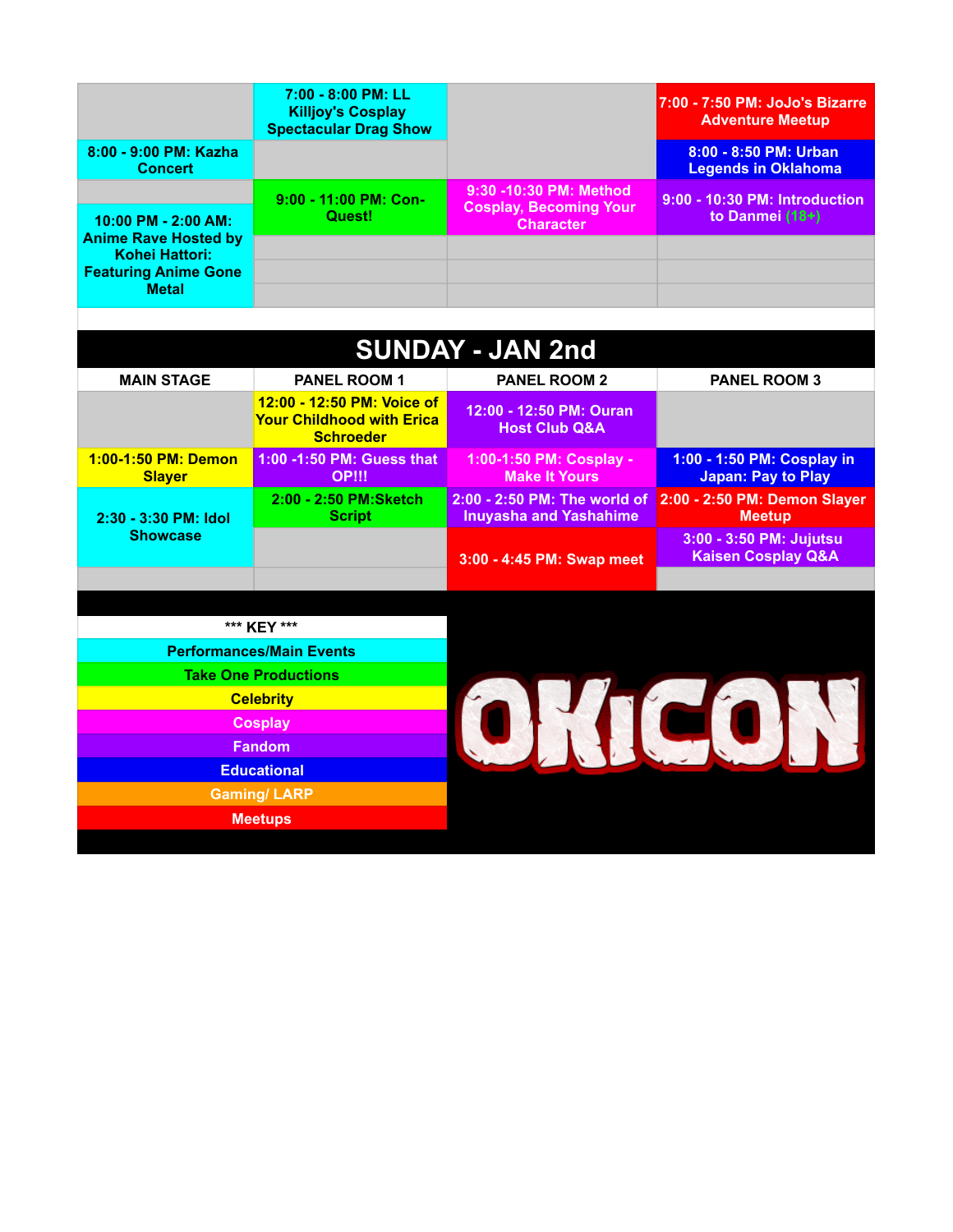| | | | |
|---|---|---|---|
| | 7:00 - 8:00 PM: LL Killjoy's Cosplay Spectacular Drag Show | | 7:00 - 7:50 PM: JoJo's Bizarre Adventure Meetup |
| 8:00 - 9:00 PM: Kazha Concert | | | 8:00 - 8:50 PM: Urban Legends in Oklahoma |
| | 9:00 - 11:00 PM: Con-Quest! | 9:30 -10:30 PM: Method Cosplay, Becoming Your Character | 9:00 - 10:30 PM: Introduction to Danmei (18+) |
| 10:00 PM - 2:00 AM: Anime Rave Hosted by Kohei Hattori: Featuring Anime Gone Metal | | | |

# SUNDAY - JAN 2nd

| MAIN STAGE | PANEL ROOM 1 | PANEL ROOM 2 | PANEL ROOM 3 |
|---|---|---|---|
| | 12:00 - 12:50 PM: Voice of Your Childhood with Erica Schroeder | 12:00 - 12:50 PM: Ouran Host Club Q&A | |
| 1:00-1:50 PM: Demon Slayer | 1:00 -1:50 PM: Guess that OP!!! | 1:00-1:50 PM: Cosplay - Make It Yours | 1:00 - 1:50 PM: Cosplay in Japan: Pay to Play |
| 2:30 - 3:30 PM: Idol Showcase | 2:00 - 2:50 PM:Sketch Script | 2:00 - 2:50 PM: The world of Inuyasha and Yashahime | 2:00 - 2:50 PM: Demon Slayer Meetup |
| | | 3:00 - 4:45 PM: Swap meet | 3:00 - 3:50 PM: Jujutsu Kaisen Cosplay Q&A |

| *** KEY *** |
|---|
| Performances/Main Events |
| Take One Productions |
| Celebrity |
| Cosplay |
| Fandom |
| Educational |
| Gaming/ LARP |
| Meetups |

OKICON